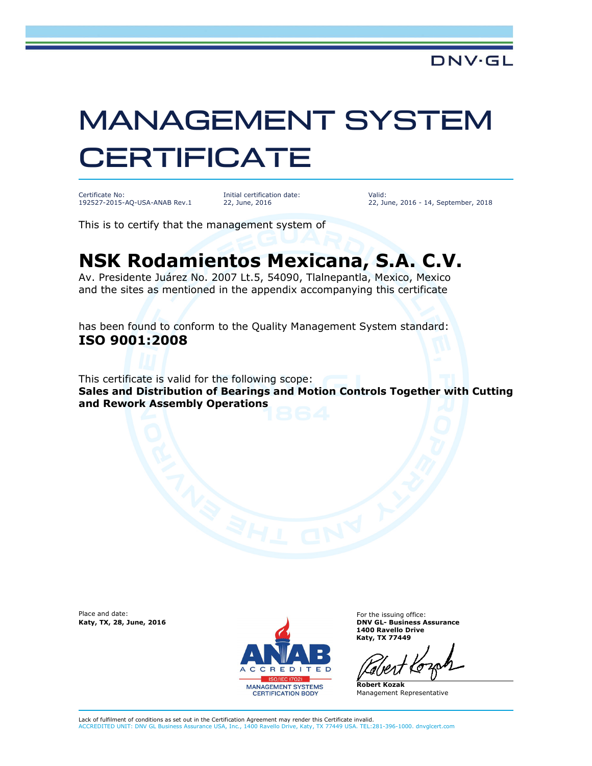DNV·GL

# MANAGEMENT SYSTEM CERTIFICATE

| Certificate No: | Initial certification date: | Valid: |
|---|---|---|
| 192527-2015-AQ-USA-ANAB Rev.1 | 22, June, 2016 | 22, June, 2016 - 14, September, 2018 |

This is to certify that the management system of

## NSK Rodamientos Mexicana, S.A. C.V.

Av. Presidente Juárez No. 2007 Lt.5, 54090, Tlalnepantla, Mexico, Mexico
and the sites as mentioned in the appendix accompanying this certificate

has been found to conform to the Quality Management System standard:
**ISO 9001:2008**

This certificate is valid for the following scope:
**Sales and Distribution of Bearings and Motion Controls Together with Cutting and Rework Assembly Operations**

Place and date:
**Katy, TX, 28, June, 2016**

ANAB ACCREDITED
ISO/IEC 17021
MANAGEMENT SYSTEMS CERTIFICATION BODY

For the issuing office:
**DNV GL- Business Assurance**
**1400 Ravello Drive**
**Katy, TX 77449**

**Robert Kozak**
Management Representative

Lack of fulfilment of conditions as set out in the Certification Agreement may render this Certificate invalid.
ACCREDITED UNIT: DNV GL Business Assurance USA, Inc., 1400 Ravello Drive, Katy, TX 77449 USA. TEL:281-396-1000. dnvglcert.com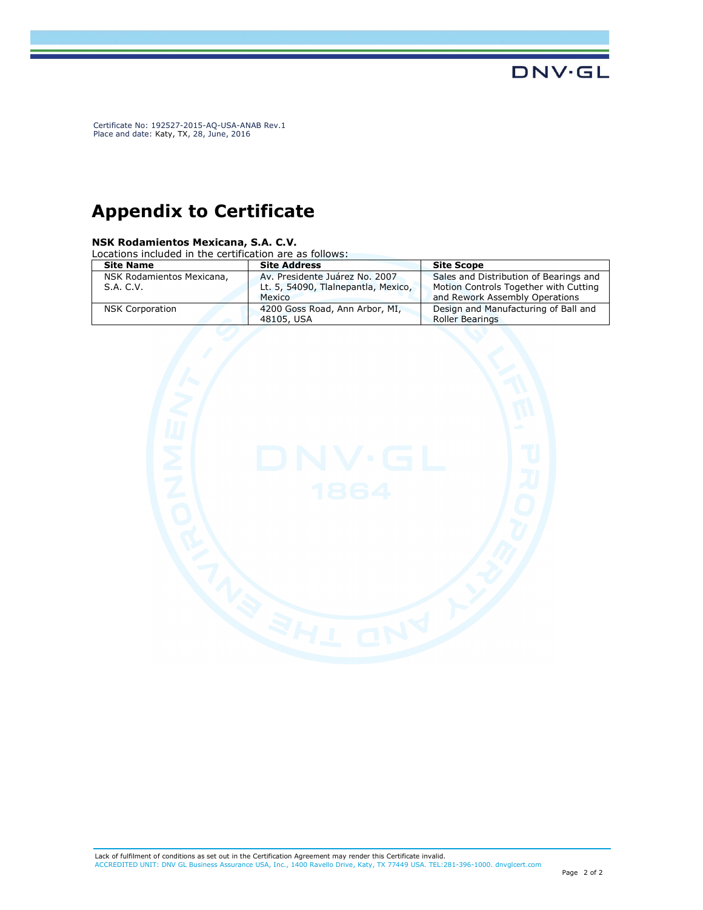Certificate No: 192527-2015-AQ-USA-ANAB Rev.1
Place and date: Katy, TX, 28, June, 2016

# Appendix to Certificate

**NSK Rodamientos Mexicana, S.A. C.V.**

Locations included in the certification are as follows:

| Site Name | Site Address | Site Scope |
|---|---|---|
| NSK Rodamientos Mexicana, S.A. C.V. | Av. Presidente Juárez No. 2007 Lt. 5, 54090, Tlalnepantla, Mexico, Mexico | Sales and Distribution of Bearings and Motion Controls Together with Cutting and Rework Assembly Operations |
| NSK Corporation | 4200 Goss Road, Ann Arbor, MI, 48105, USA | Design and Manufacturing of Ball and Roller Bearings |

Lack of fulfilment of conditions as set out in the Certification Agreement may render this Certificate invalid.
ACCREDITED UNIT: DNV GL Business Assurance USA, Inc., 1400 Ravello Drive, Katy, TX 77449 USA. TEL:281-396-1000. dnvglcert.com